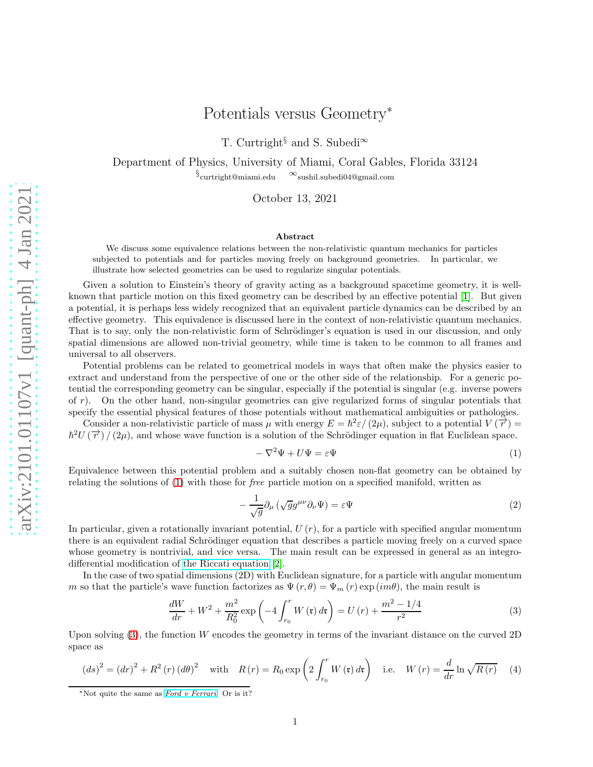# Potentials versus Geometry*

T. Curtright[§] and S. Subedi[∞]

Department of Physics, University of Miami, Coral Gables, Florida 33124

[§]curtright@miami.edu [∞]sushil.subedi04@gmail.com

October 13, 2021

### Abstract

We discuss some equivalence relations between the non-relativistic quantum mechanics for particles subjected to potentials and for particles moving freely on background geometries. In particular, we illustrate how selected geometries can be used to regularize singular potentials.

Given a solution to Einstein's theory of gravity acting as a background spacetime geometry, it is well-known that particle motion on this fixed geometry can be described by an effective potential [1]. But given a potential, it is perhaps less widely recognized that an equivalent particle dynamics can be described by an effective geometry. This equivalence is discussed here in the context of non-relativistic quantum mechanics. That is to say, only the non-relativistic form of Schrödinger's equation is used in our discussion, and only spatial dimensions are allowed non-trivial geometry, while time is taken to be common to all frames and universal to all observers.

Potential problems can be related to geometrical models in ways that often make the physics easier to extract and understand from the perspective of one or the other side of the relationship. For a generic potential the corresponding geometry can be singular, especially if the potential is singular (e.g. inverse powers of $r$). On the other hand, non-singular geometries can give regularized forms of singular potentials that specify the essential physical features of those potentials without mathematical ambiguities or pathologies.

Consider a non-relativistic particle of mass $\mu$ with energy $E = \hbar^2 \varepsilon / (2\mu)$, subject to a potential $V(\overrightarrow{r}) = \hbar^2 U(\overrightarrow{r}) / (2\mu)$, and whose wave function is a solution of the Schrödinger equation in flat Euclidean space.

$$-\nabla^2 \Psi + U\Psi = \varepsilon \Psi \tag{1}$$

Equivalence between this potential problem and a suitably chosen non-flat geometry can be obtained by relating the solutions of (1) with those for *free* particle motion on a specified manifold, written as

$$-\frac{1}{\sqrt{g}} \partial_\mu \left( \sqrt{g} g^{\mu\nu} \partial_\nu \Psi \right) = \varepsilon \Psi \tag{2}$$

In particular, given a rotationally invariant potential, $U(r)$, for a particle with specified angular momentum there is an equivalent radial Schrödinger equation that describes a particle moving freely on a curved space whose geometry is nontrivial, and vice versa. The main result can be expressed in general as an integro-differential modification of the Riccati equation [2].

In the case of two spatial dimensions (2D) with Euclidean signature, for a particle with angular momentum $m$ so that the particle's wave function factorizes as $\Psi(r, \theta) = \Psi_m(r) \exp(im\theta)$, the main result is

$$\frac{dW}{dr} + W^2 + \frac{m^2}{R_0^2} \exp\left( -4 \int_{r_0}^{r} W(\mathfrak{r})\, d\mathfrak{r} \right) = U(r) + \frac{m^2 - 1/4}{r^2} \tag{3}$$

Upon solving (3), the function $W$ encodes the geometry in terms of the invariant distance on the curved 2D space as

$$(ds)^2 = (dr)^2 + R^2(r)\,(d\theta)^2 \quad \text{with} \quad R(r) = R_0 \exp\left( 2 \int_{r_0}^{r} W(\mathfrak{r})\, d\mathfrak{r} \right) \quad \text{i.e.} \quad W(r) = \frac{d}{dr} \ln \sqrt{R(r)} \tag{4}$$

---

*Not quite the same as *Ford v Ferrari*. Or is it?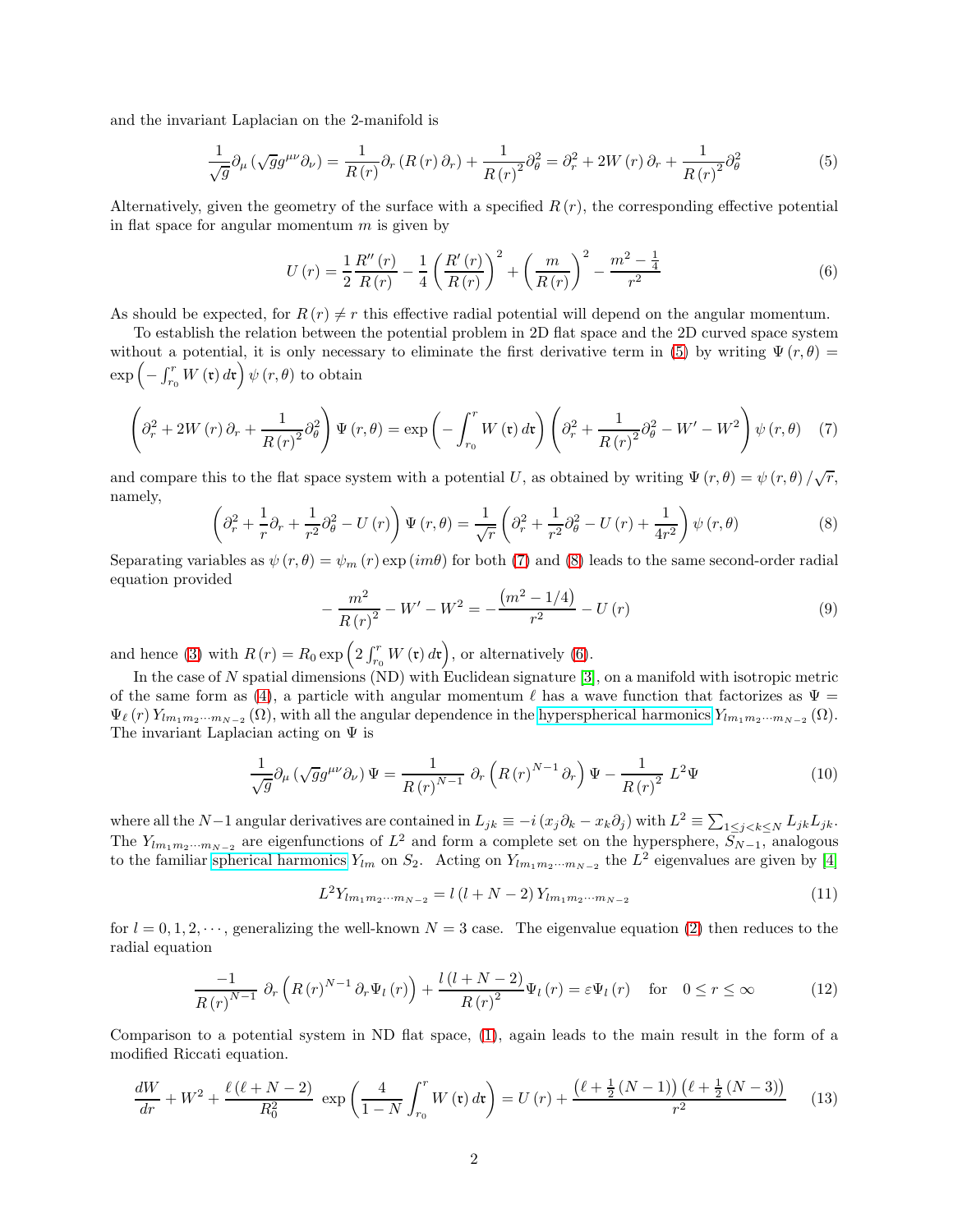and the invariant Laplacian on the 2-manifold is

$$\frac{1}{\sqrt{g}}\partial_\mu\left(\sqrt{g}g^{\mu\nu}\partial_\nu\right)=\frac{1}{R\left(r\right)}\partial_r\left(R\left(r\right)\partial_r\right)+\frac{1}{R\left(r\right)^2}\partial_\theta^2=\partial_r^2+2W\left(r\right)\partial_r+\frac{1}{R\left(r\right)^2}\partial_\theta^2 \tag{5}$$

Alternatively, given the geometry of the surface with a specified $R\left(r\right)$, the corresponding effective potential in flat space for angular momentum $m$ is given by

$$U\left(r\right)=\frac{1}{2}\frac{R''\left(r\right)}{R\left(r\right)}-\frac{1}{4}\left(\frac{R'\left(r\right)}{R\left(r\right)}\right)^2+\left(\frac{m}{R\left(r\right)}\right)^2-\frac{m^2-\frac{1}{4}}{r^2} \tag{6}$$

As should be expected, for $R\left(r\right)\neq r$ this effective radial potential will depend on the angular momentum.

To establish the relation between the potential problem in 2D flat space and the 2D curved space system without a potential, it is only necessary to eliminate the first derivative term in (5) by writing $\Psi\left(r,\theta\right)=\exp\left(-\int_{r_0}^r W\left(\mathfrak{r}\right)d\mathfrak{r}\right)\psi\left(r,\theta\right)$ to obtain

$$\left(\partial_r^2+2W\left(r\right)\partial_r+\frac{1}{R\left(r\right)^2}\partial_\theta^2\right)\Psi\left(r,\theta\right)=\exp\left(-\int_{r_0}^r W\left(\mathfrak{r}\right)d\mathfrak{r}\right)\left(\partial_r^2+\frac{1}{R\left(r\right)^2}\partial_\theta^2-W'-W^2\right)\psi\left(r,\theta\right) \tag{7}$$

and compare this to the flat space system with a potential $U$, as obtained by writing $\Psi\left(r,\theta\right)=\psi\left(r,\theta\right)/\sqrt{r}$, namely,

$$\left(\partial_r^2+\frac{1}{r}\partial_r+\frac{1}{r^2}\partial_\theta^2-U\left(r\right)\right)\Psi\left(r,\theta\right)=\frac{1}{\sqrt{r}}\left(\partial_r^2+\frac{1}{r^2}\partial_\theta^2-U\left(r\right)+\frac{1}{4r^2}\right)\psi\left(r,\theta\right) \tag{8}$$

Separating variables as $\psi\left(r,\theta\right)=\psi_m\left(r\right)\exp\left(im\theta\right)$ for both (7) and (8) leads to the same second-order radial equation provided

$$-\frac{m^2}{R\left(r\right)^2}-W'-W^2=-\frac{\left(m^2-1/4\right)}{r^2}-U\left(r\right) \tag{9}$$

and hence (3) with $R\left(r\right)=R_0\exp\left(2\int_{r_0}^r W\left(\mathfrak{r}\right)d\mathfrak{r}\right)$, or alternatively (6).

In the case of $N$ spatial dimensions (ND) with Euclidean signature [3], on a manifold with isotropic metric of the same form as (4), a particle with angular momentum $\ell$ has a wave function that factorizes as $\Psi=\Psi_\ell\left(r\right)Y_{lm_1m_2\cdots m_{N-2}}\left(\Omega\right)$, with all the angular dependence in the hyperspherical harmonics $Y_{lm_1m_2\cdots m_{N-2}}\left(\Omega\right)$. The invariant Laplacian acting on $\Psi$ is

$$\frac{1}{\sqrt{g}}\partial_\mu\left(\sqrt{g}g^{\mu\nu}\partial_\nu\right)\Psi=\frac{1}{R\left(r\right)^{N-1}}\ \partial_r\left(R\left(r\right)^{N-1}\partial_r\right)\Psi-\frac{1}{R\left(r\right)^2}\ L^2\Psi \tag{10}$$

where all the $N-1$ angular derivatives are contained in $L_{jk}\equiv-i\left(x_j\partial_k-x_k\partial_j\right)$ with $L^2\equiv\sum_{1\leq j<k\leq N}L_{jk}L_{jk}$. The $Y_{lm_1m_2\cdots m_{N-2}}$ are eigenfunctions of $L^2$ and form a complete set on the hypersphere, $S_{N-1}$, analogous to the familiar spherical harmonics $Y_{lm}$ on $S_2$. Acting on $Y_{lm_1m_2\cdots m_{N-2}}$ the $L^2$ eigenvalues are given by [4]

$$L^2Y_{lm_1m_2\cdots m_{N-2}}=l\left(l+N-2\right)Y_{lm_1m_2\cdots m_{N-2}} \tag{11}$$

for $l=0,1,2,\cdots$, generalizing the well-known $N=3$ case. The eigenvalue equation (2) then reduces to the radial equation

$$\frac{-1}{R\left(r\right)^{N-1}}\ \partial_r\left(R\left(r\right)^{N-1}\partial_r\Psi_l\left(r\right)\right)+\frac{l\left(l+N-2\right)}{R\left(r\right)^2}\Psi_l\left(r\right)=\varepsilon\Psi_l\left(r\right)\quad\text{for}\quad 0\leq r\leq\infty \tag{12}$$

Comparison to a potential system in ND flat space, (1), again leads to the main result in the form of a modified Riccati equation.

$$\frac{dW}{dr}+W^2+\frac{\ell\left(\ell+N-2\right)}{R_0^2}\ \exp\left(\frac{4}{1-N}\int_{r_0}^r W\left(\mathfrak{r}\right)d\mathfrak{r}\right)=U\left(r\right)+\frac{\left(\ell+\frac{1}{2}\left(N-1\right)\right)\left(\ell+\frac{1}{2}\left(N-3\right)\right)}{r^2} \tag{13}$$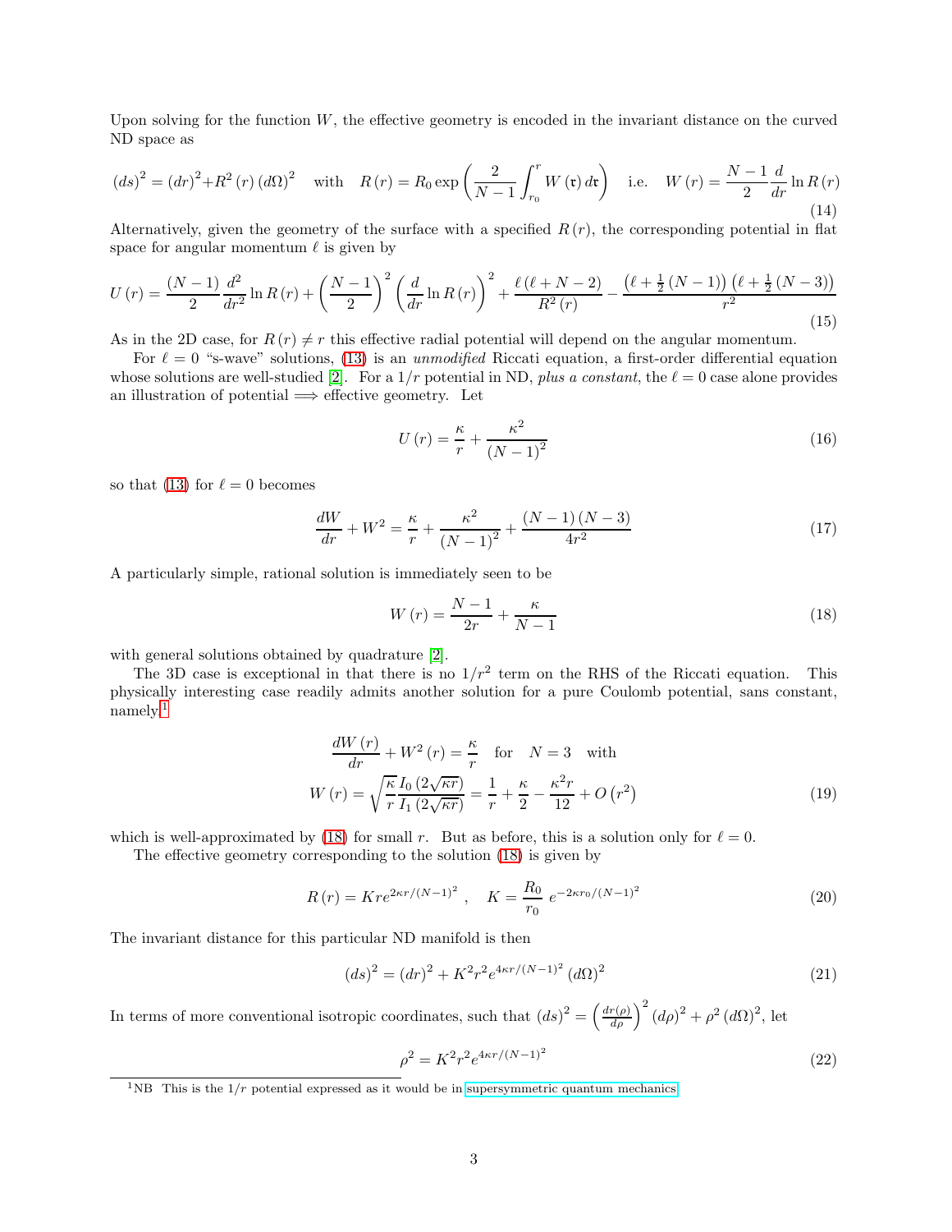Upon solving for the function $W$, the effective geometry is encoded in the invariant distance on the curved ND space as

$$(ds)^2 = (dr)^2 + R^2(r)(d\Omega)^2 \quad \text{with} \quad R(r) = R_0 \exp\left(\frac{2}{N-1}\int_{r_0}^{r} W(\mathfrak{r})\, d\mathfrak{r}\right) \quad \text{i.e.} \quad W(r) = \frac{N-1}{2}\frac{d}{dr}\ln R(r) \tag{14}$$

Alternatively, given the geometry of the surface with a specified $R(r)$, the corresponding potential in flat space for angular momentum $\ell$ is given by

$$U(r) = \frac{(N-1)}{2}\frac{d^2}{dr^2}\ln R(r) + \left(\frac{N-1}{2}\right)^2\left(\frac{d}{dr}\ln R(r)\right)^2 + \frac{\ell(\ell+N-2)}{R^2(r)} - \frac{\left(\ell+\frac{1}{2}(N-1)\right)\left(\ell+\frac{1}{2}(N-3)\right)}{r^2} \tag{15}$$

As in the 2D case, for $R(r) \neq r$ this effective radial potential will depend on the angular momentum.

For $\ell = 0$ "s-wave" solutions, (13) is an *unmodified* Riccati equation, a first-order differential equation whose solutions are well-studied [2]. For a $1/r$ potential in ND, *plus a constant*, the $\ell = 0$ case alone provides an illustration of potential $\Longrightarrow$ effective geometry. Let

$$U(r) = \frac{\kappa}{r} + \frac{\kappa^2}{(N-1)^2} \tag{16}$$

so that (13) for $\ell = 0$ becomes

$$\frac{dW}{dr} + W^2 = \frac{\kappa}{r} + \frac{\kappa^2}{(N-1)^2} + \frac{(N-1)(N-3)}{4r^2} \tag{17}$$

A particularly simple, rational solution is immediately seen to be

$$W(r) = \frac{N-1}{2r} + \frac{\kappa}{N-1} \tag{18}$$

with general solutions obtained by quadrature [2].

The 3D case is exceptional in that there is no $1/r^2$ term on the RHS of the Riccati equation. This physically interesting case readily admits another solution for a pure Coulomb potential, sans constant, namely[1]

$$\frac{dW(r)}{dr} + W^2(r) = \frac{\kappa}{r} \quad \text{for} \quad N = 3 \quad \text{with}$$
$$W(r) = \sqrt{\frac{\kappa}{r}}\frac{I_0\left(2\sqrt{\kappa r}\right)}{I_1\left(2\sqrt{\kappa r}\right)} = \frac{1}{r} + \frac{\kappa}{2} - \frac{\kappa^2 r}{12} + O\left(r^2\right) \tag{19}$$

which is well-approximated by (18) for small $r$. But as before, this is a solution only for $\ell = 0$.

The effective geometry corresponding to the solution (18) is given by

$$R(r) = K r e^{2\kappa r/(N-1)^2}, \quad K = \frac{R_0}{r_0}\, e^{-2\kappa r_0/(N-1)^2} \tag{20}$$

The invariant distance for this particular ND manifold is then

$$(ds)^2 = (dr)^2 + K^2 r^2 e^{4\kappa r/(N-1)^2}(d\Omega)^2 \tag{21}$$

In terms of more conventional isotropic coordinates, such that $(ds)^2 = \left(\frac{dr(\rho)}{d\rho}\right)^2 (d\rho)^2 + \rho^2 (d\Omega)^2$, let

$$\rho^2 = K^2 r^2 e^{4\kappa r/(N-1)^2} \tag{22}$$

[1] NB This is the $1/r$ potential expressed as it would be in supersymmetric quantum mechanics.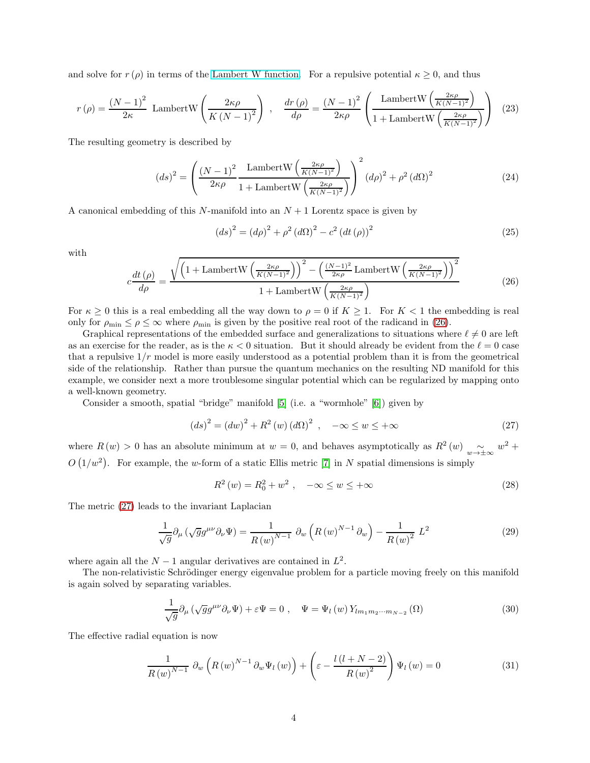and solve for $r(\rho)$ in terms of the Lambert W function. For a repulsive potential $\kappa \geq 0$, and thus

$$r(\rho) = \frac{(N-1)^2}{2\kappa} \ \text{LambertW}\left(\frac{2\kappa\rho}{K(N-1)^2}\right) \ , \quad \frac{dr(\rho)}{d\rho} = \frac{(N-1)^2}{2\kappa\rho}\left(\frac{\text{LambertW}\left(\frac{2\kappa\rho}{K(N-1)^2}\right)}{1+\text{LambertW}\left(\frac{2\kappa\rho}{K(N-1)^2}\right)}\right) \tag{23}$$

The resulting geometry is described by

$$(ds)^2 = \left(\frac{(N-1)^2}{2\kappa\rho}\frac{\text{LambertW}\left(\frac{2\kappa\rho}{K(N-1)^2}\right)}{1+\text{LambertW}\left(\frac{2\kappa\rho}{K(N-1)^2}\right)}\right)^2 (d\rho)^2 + \rho^2 (d\Omega)^2 \tag{24}$$

A canonical embedding of this $N$-manifold into an $N+1$ Lorentz space is given by

$$(ds)^2 = (d\rho)^2 + \rho^2 (d\Omega)^2 - c^2 (dt(\rho))^2 \tag{25}$$

with

$$c\frac{dt(\rho)}{d\rho} = \frac{\sqrt{\left(1+\text{LambertW}\left(\frac{2\kappa\rho}{K(N-1)^2}\right)\right)^2 - \left(\frac{(N-1)^2}{2\kappa\rho}\text{LambertW}\left(\frac{2\kappa\rho}{K(N-1)^2}\right)\right)^2}}{1+\text{LambertW}\left(\frac{2\kappa\rho}{K(N-1)^2}\right)} \tag{26}$$

For $\kappa \geq 0$ this is a real embedding all the way down to $\rho = 0$ if $K \geq 1$. For $K < 1$ the embedding is real only for $\rho_{\min} \leq \rho \leq \infty$ where $\rho_{\min}$ is given by the positive real root of the radicand in (26).

Graphical representations of the embedded surface and generalizations to situations where $\ell \neq 0$ are left as an exercise for the reader, as is the $\kappa < 0$ situation. But it should already be evident from the $\ell = 0$ case that a repulsive $1/r$ model is more easily understood as a potential problem than it is from the geometrical side of the relationship. Rather than pursue the quantum mechanics on the resulting ND manifold for this example, we consider next a more troublesome singular potential which can be regularized by mapping onto a well-known geometry.

Consider a smooth, spatial "bridge" manifold [5] (i.e. a "wormhole" [6]) given by

$$(ds)^2 = (dw)^2 + R^2(w)(d\Omega)^2 \ , \quad -\infty \leq w \leq +\infty \tag{27}$$

where $R(w) > 0$ has an absolute minimum at $w = 0$, and behaves asymptotically as $R^2(w) \underset{w\to\pm\infty}{\sim} w^2 + O(1/w^2)$. For example, the $w$-form of a static Ellis metric [7] in $N$ spatial dimensions is simply

$$R^2(w) = R_0^2 + w^2 \ , \quad -\infty \leq w \leq +\infty \tag{28}$$

The metric (27) leads to the invariant Laplacian

$$\frac{1}{\sqrt{g}}\partial_\mu\left(\sqrt{g}g^{\mu\nu}\partial_\nu\Psi\right) = \frac{1}{R(w)^{N-1}} \ \partial_w\left(R(w)^{N-1}\partial_w\right) - \frac{1}{R(w)^2} \ L^2 \tag{29}$$

where again all the $N-1$ angular derivatives are contained in $L^2$.

The non-relativistic Schrödinger energy eigenvalue problem for a particle moving freely on this manifold is again solved by separating variables.

$$\frac{1}{\sqrt{g}}\partial_\mu\left(\sqrt{g}g^{\mu\nu}\partial_\nu\Psi\right) + \varepsilon\Psi = 0 \ , \quad \Psi = \Psi_l(w)\,Y_{lm_1m_2\cdots m_{N-2}}(\Omega) \tag{30}$$

The effective radial equation is now

$$\frac{1}{R(w)^{N-1}} \ \partial_w\left(R(w)^{N-1}\partial_w\Psi_l(w)\right) + \left(\varepsilon - \frac{l(l+N-2)}{R(w)^2}\right)\Psi_l(w) = 0 \tag{31}$$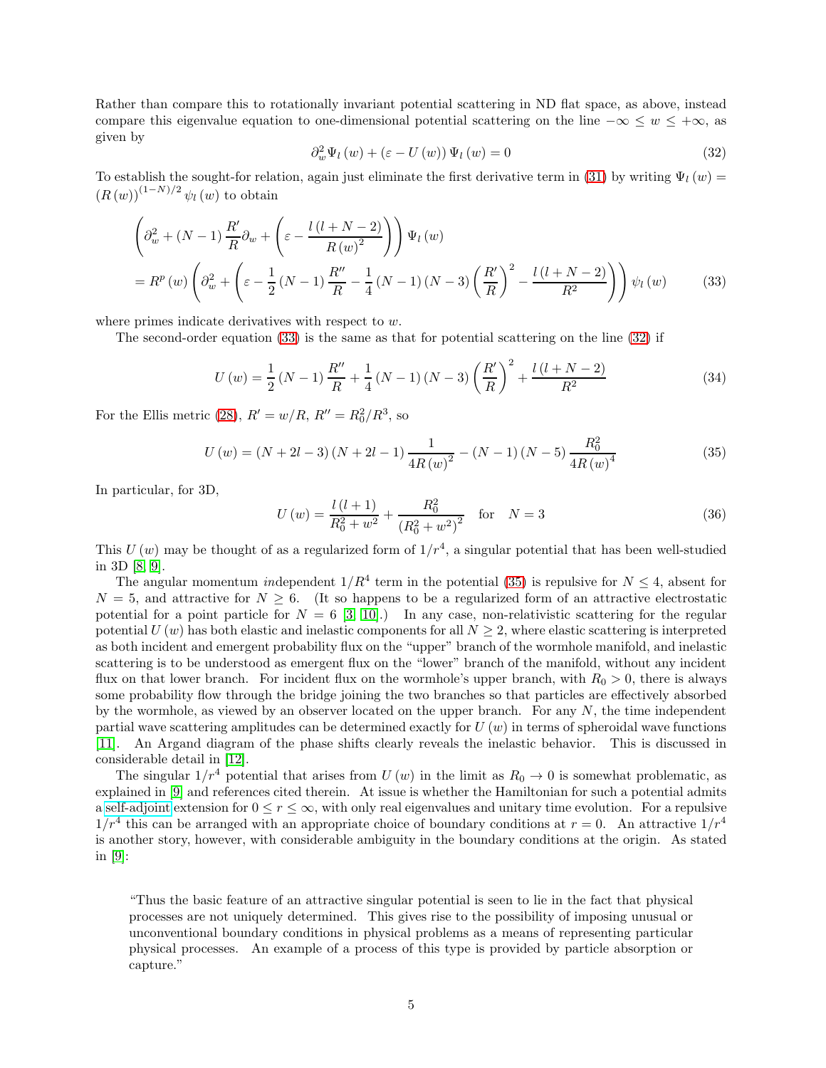Rather than compare this to rotationally invariant potential scattering in ND flat space, as above, instead compare this eigenvalue equation to one-dimensional potential scattering on the line $-\infty \leq w \leq +\infty$, as given by

$$\partial_w^2 \Psi_l(w) + (\varepsilon - U(w)) \Psi_l(w) = 0 \tag{32}$$

To establish the sought-for relation, again just eliminate the first derivative term in (31) by writing $\Psi_l(w) = (R(w))^{(1-N)/2} \psi_l(w)$ to obtain

$$\begin{aligned}
&\left(\partial_w^2 + (N-1)\frac{R'}{R}\partial_w + \left(\varepsilon - \frac{l(l+N-2)}{R(w)^2}\right)\right)\Psi_l(w) \\
&= R^p(w)\left(\partial_w^2 + \left(\varepsilon - \frac{1}{2}(N-1)\frac{R''}{R} - \frac{1}{4}(N-1)(N-3)\left(\frac{R'}{R}\right)^2 - \frac{l(l+N-2)}{R^2}\right)\right)\psi_l(w)
\end{aligned} \tag{33}$$

where primes indicate derivatives with respect to $w$.

The second-order equation (33) is the same as that for potential scattering on the line (32) if

$$U(w) = \frac{1}{2}(N-1)\frac{R''}{R} + \frac{1}{4}(N-1)(N-3)\left(\frac{R'}{R}\right)^2 + \frac{l(l+N-2)}{R^2} \tag{34}$$

For the Ellis metric (28), $R' = w/R$, $R'' = R_0^2/R^3$, so

$$U(w) = (N+2l-3)(N+2l-1)\frac{1}{4R(w)^2} - (N-1)(N-5)\frac{R_0^2}{4R(w)^4} \tag{35}$$

In particular, for 3D,

$$U(w) = \frac{l(l+1)}{R_0^2 + w^2} + \frac{R_0^2}{(R_0^2 + w^2)^2} \quad \text{for} \quad N = 3 \tag{36}$$

This $U(w)$ may be thought of as a regularized form of $1/r^4$, a singular potential that has been well-studied in 3D [8, 9].

The angular momentum *in*dependent $1/R^4$ term in the potential (35) is repulsive for $N \leq 4$, absent for $N = 5$, and attractive for $N \geq 6$. (It so happens to be a regularized form of an attractive electrostatic potential for a point particle for $N = 6$ [3, 10].) In any case, non-relativistic scattering for the regular potential $U(w)$ has both elastic and inelastic components for all $N \geq 2$, where elastic scattering is interpreted as both incident and emergent probability flux on the "upper" branch of the wormhole manifold, and inelastic scattering is to be understood as emergent flux on the "lower" branch of the manifold, without any incident flux on that lower branch. For incident flux on the wormhole's upper branch, with $R_0 > 0$, there is always some probability flow through the bridge joining the two branches so that particles are effectively absorbed by the wormhole, as viewed by an observer located on the upper branch. For any $N$, the time independent partial wave scattering amplitudes can be determined exactly for $U(w)$ in terms of spheroidal wave functions [11]. An Argand diagram of the phase shifts clearly reveals the inelastic behavior. This is discussed in considerable detail in [12].

The singular $1/r^4$ potential that arises from $U(w)$ in the limit as $R_0 \to 0$ is somewhat problematic, as explained in [9] and references cited therein. At issue is whether the Hamiltonian for such a potential admits a self-adjoint extension for $0 \leq r \leq \infty$, with only real eigenvalues and unitary time evolution. For a repulsive $1/r^4$ this can be arranged with an appropriate choice of boundary conditions at $r = 0$. An attractive $1/r^4$ is another story, however, with considerable ambiguity in the boundary conditions at the origin. As stated in [9]:

> "Thus the basic feature of an attractive singular potential is seen to lie in the fact that physical processes are not uniquely determined. This gives rise to the possibility of imposing unusual or unconventional boundary conditions in physical problems as a means of representing particular physical processes. An example of a process of this type is provided by particle absorption or capture."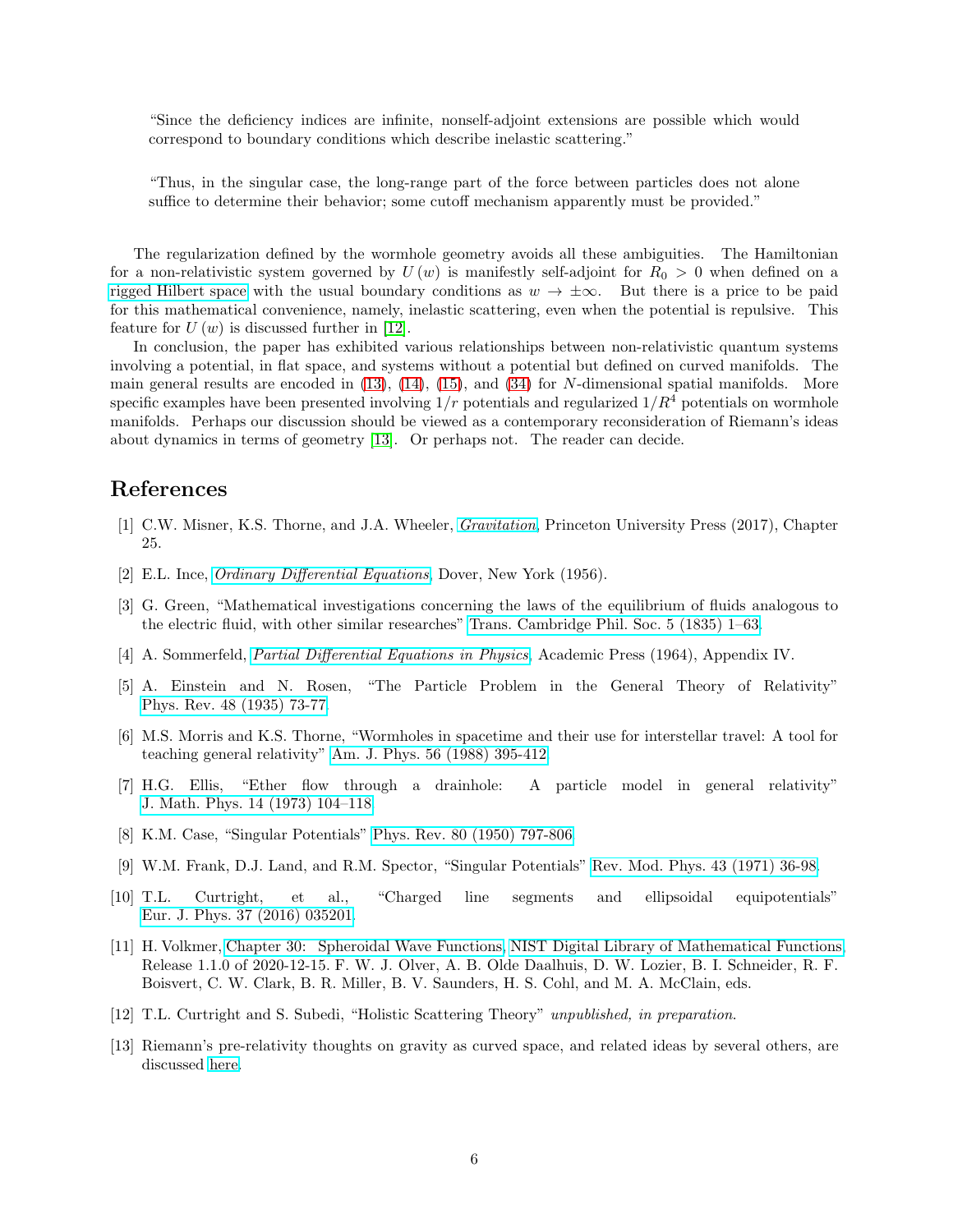> "Since the deficiency indices are infinite, nonself-adjoint extensions are possible which would correspond to boundary conditions which describe inelastic scattering."

> "Thus, in the singular case, the long-range part of the force between particles does not alone suffice to determine their behavior; some cutoff mechanism apparently must be provided."

The regularization defined by the wormhole geometry avoids all these ambiguities. The Hamiltonian for a non-relativistic system governed by $U(w)$ is manifestly self-adjoint for $R_0 > 0$ when defined on a rigged Hilbert space with the usual boundary conditions as $w \to \pm\infty$. But there is a price to be paid for this mathematical convenience, namely, inelastic scattering, even when the potential is repulsive. This feature for $U(w)$ is discussed further in [12].

In conclusion, the paper has exhibited various relationships between non-relativistic quantum systems involving a potential, in flat space, and systems without a potential but defined on curved manifolds. The main general results are encoded in (13), (14), (15), and (34) for $N$-dimensional spatial manifolds. More specific examples have been presented involving $1/r$ potentials and regularized $1/R^4$ potentials on wormhole manifolds. Perhaps our discussion should be viewed as a contemporary reconsideration of Riemann's ideas about dynamics in terms of geometry [13]. Or perhaps not. The reader can decide.

## References

[1] C.W. Misner, K.S. Thorne, and J.A. Wheeler, *Gravitation*, Princeton University Press (2017), Chapter 25.

[2] E.L. Ince, *Ordinary Differential Equations*, Dover, New York (1956).

[3] G. Green, "Mathematical investigations concerning the laws of the equilibrium of fluids analogous to the electric fluid, with other similar researches" Trans. Cambridge Phil. Soc. 5 (1835) 1–63.

[4] A. Sommerfeld, *Partial Differential Equations in Physics*, Academic Press (1964), Appendix IV.

[5] A. Einstein and N. Rosen, "The Particle Problem in the General Theory of Relativity" Phys. Rev. 48 (1935) 73-77.

[6] M.S. Morris and K.S. Thorne, "Wormholes in spacetime and their use for interstellar travel: A tool for teaching general relativity" Am. J. Phys. 56 (1988) 395-412.

[7] H.G. Ellis, "Ether flow through a drainhole: A particle model in general relativity" J. Math. Phys. 14 (1973) 104–118.

[8] K.M. Case, "Singular Potentials" Phys. Rev. 80 (1950) 797-806.

[9] W.M. Frank, D.J. Land, and R.M. Spector, "Singular Potentials" Rev. Mod. Phys. 43 (1971) 36-98.

[10] T.L. Curtright, et al., "Charged line segments and ellipsoidal equipotentials" Eur. J. Phys. 37 (2016) 035201.

[11] H. Volkmer, Chapter 30: Spheroidal Wave Functions, NIST Digital Library of Mathematical Functions, Release 1.1.0 of 2020-12-15. F. W. J. Olver, A. B. Olde Daalhuis, D. W. Lozier, B. I. Schneider, R. F. Boisvert, C. W. Clark, B. R. Miller, B. V. Saunders, H. S. Cohl, and M. A. McClain, eds.

[12] T.L. Curtright and S. Subedi, "Holistic Scattering Theory" *unpublished, in preparation.*

[13] Riemann's pre-relativity thoughts on gravity as curved space, and related ideas by several others, are discussed here.